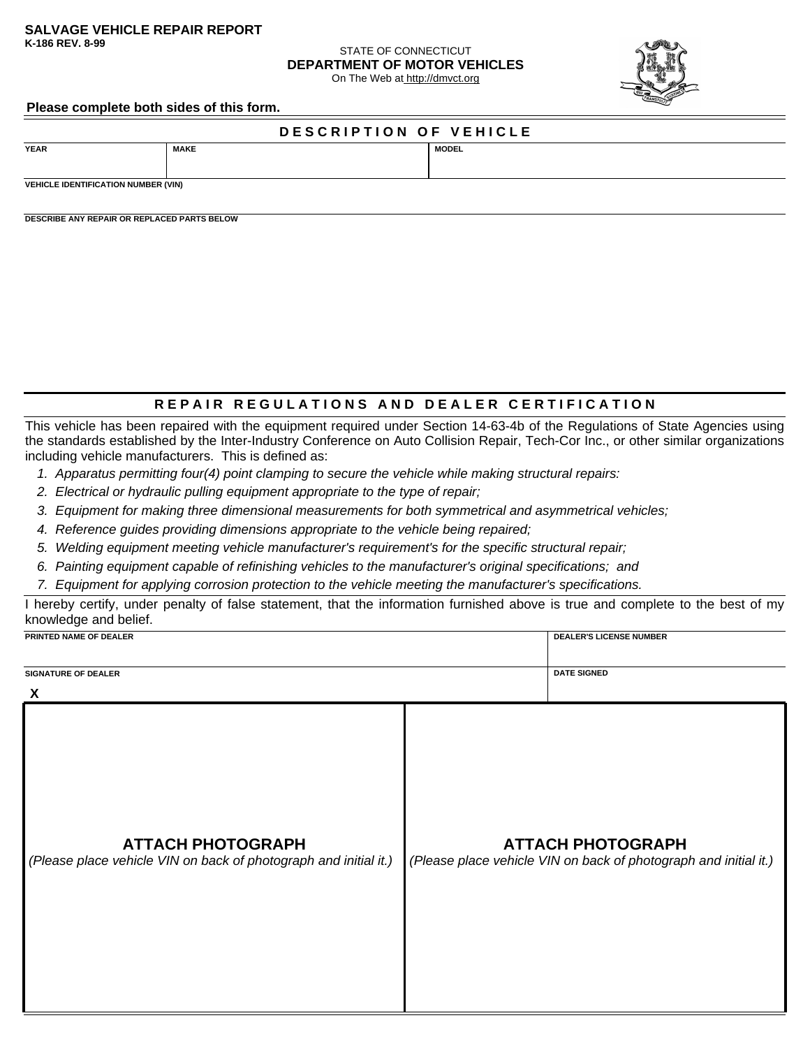**SALVAGE VEHICLE REPAIR REPORT**
**K-186 REV. 8-99**

STATE OF CONNECTICUT
**DEPARTMENT OF MOTOR VEHICLES**
On The Web at http://dmvct.org

**Please complete both sides of this form.**

## DESCRIPTION OF VEHICLE

| YEAR | MAKE | MODEL |
|---|---|---|
| | | |

**VEHICLE IDENTIFICATION NUMBER (VIN)**

**DESCRIBE ANY REPAIR OR REPLACED PARTS BELOW**

## REPAIR REGULATIONS AND DEALER CERTIFICATION

This vehicle has been repaired with the equipment required under Section 14-63-4b of the Regulations of State Agencies using the standards established by the Inter-Industry Conference on Auto Collision Repair, Tech-Cor Inc., or other similar organizations including vehicle manufacturers. This is defined as:

1. *Apparatus permitting four(4) point clamping to secure the vehicle while making structural repairs:*
2. *Electrical or hydraulic pulling equipment appropriate to the type of repair;*
3. *Equipment for making three dimensional measurements for both symmetrical and asymmetrical vehicles;*
4. *Reference guides providing dimensions appropriate to the vehicle being repaired;*
5. *Welding equipment meeting vehicle manufacturer's requirement's for the specific structural repair;*
6. *Painting equipment capable of refinishing vehicles to the manufacturer's original specifications; and*
7. *Equipment for applying corrosion protection to the vehicle meeting the manufacturer's specifications.*

I hereby certify, under penalty of false statement, that the information furnished above is true and complete to the best of my knowledge and belief.

| PRINTED NAME OF DEALER | DEALER'S LICENSE NUMBER |
|---|---|
| | |
| SIGNATURE OF DEALER | DATE SIGNED |
| X | |

| ATTACH PHOTOGRAPH | ATTACH PHOTOGRAPH |
|---|---|
| *(Please place vehicle VIN on back of photograph and initial it.)* | *(Please place vehicle VIN on back of photograph and initial it.)* |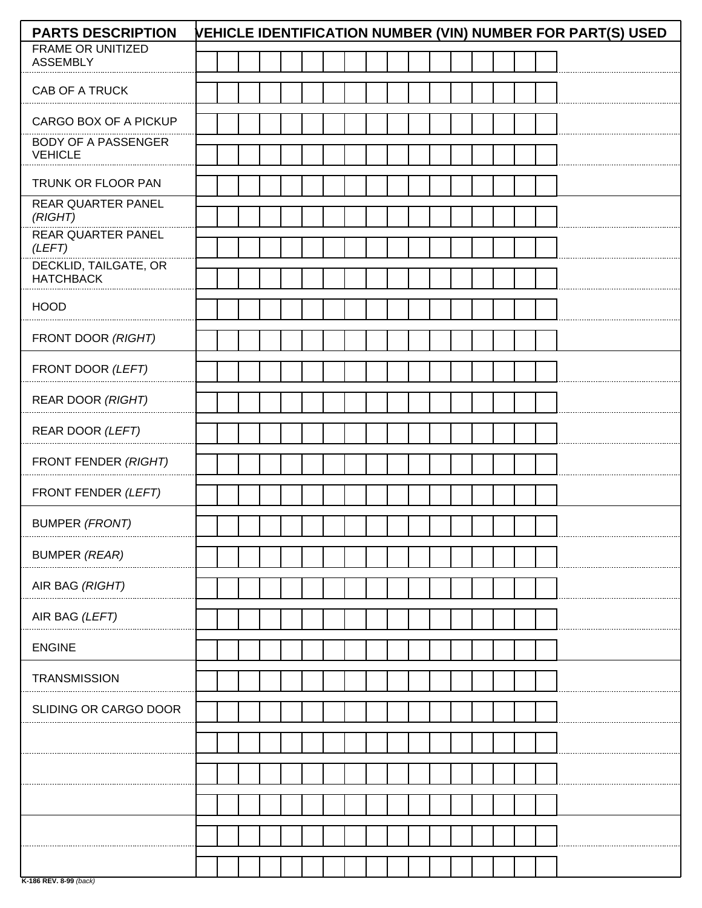| PARTS DESCRIPTION | VEHICLE IDENTIFICATION NUMBER (VIN) NUMBER FOR PART(S) USED |
|---|---|
| FRAME OR UNITIZED ASSEMBLY | |
| CAB OF A TRUCK | |
| CARGO BOX OF A PICKUP | |
| BODY OF A PASSENGER VEHICLE | |
| TRUNK OR FLOOR PAN | |
| REAR QUARTER PANEL *(RIGHT)* | |
| REAR QUARTER PANEL *(LEFT)* | |
| DECKLID, TAILGATE, OR HATCHBACK | |
| HOOD | |
| FRONT DOOR *(RIGHT)* | |
| FRONT DOOR *(LEFT)* | |
| REAR DOOR *(RIGHT)* | |
| REAR DOOR *(LEFT)* | |
| FRONT FENDER *(RIGHT)* | |
| FRONT FENDER *(LEFT)* | |
| BUMPER *(FRONT)* | |
| BUMPER *(REAR)* | |
| AIR BAG *(RIGHT)* | |
| AIR BAG *(LEFT)* | |
| ENGINE | |
| TRANSMISSION | |
| SLIDING OR CARGO DOOR | |
| | |
| | |
| | |
| | |
| | |

**K-186 REV. 8-99** *(back)*